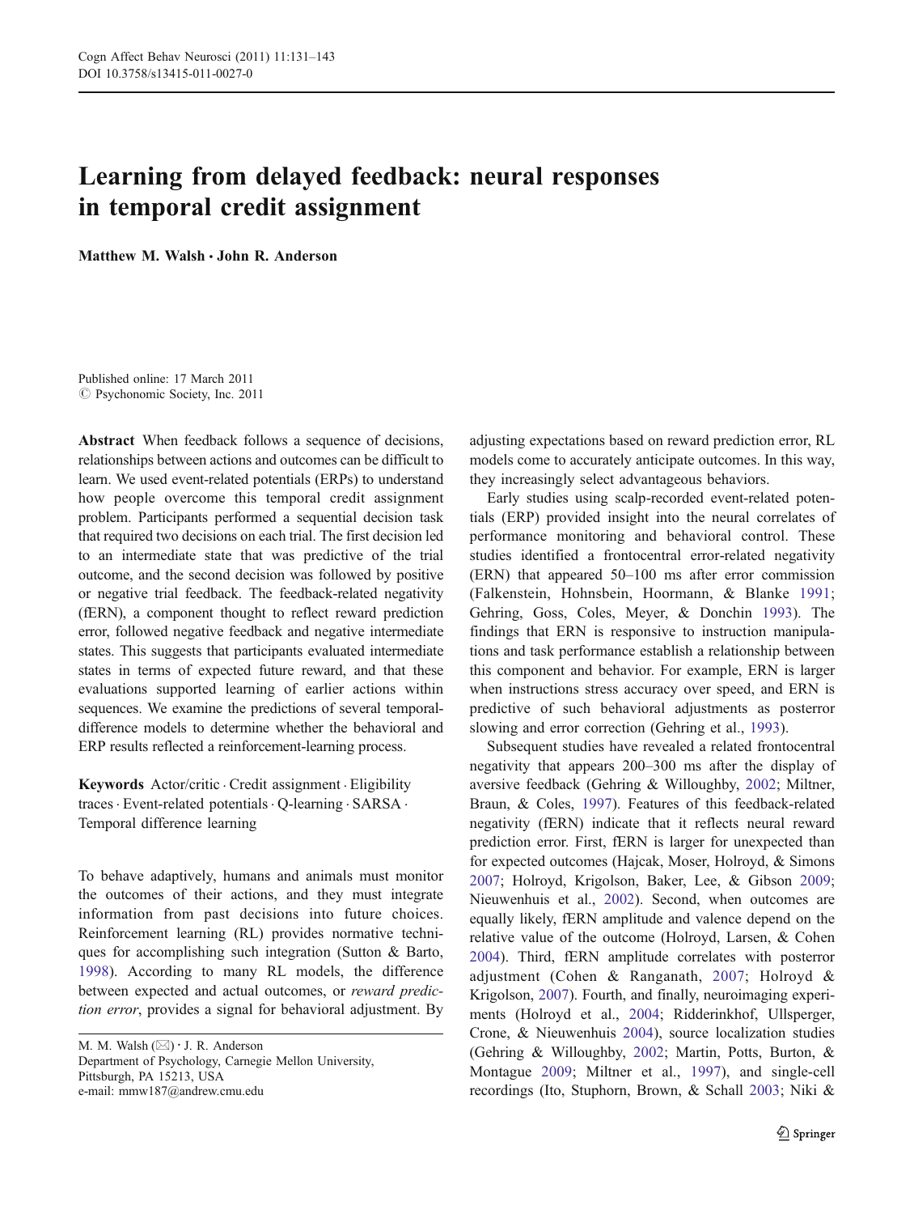# Learning from delayed feedback: neural responses in temporal credit assignment

**Matthew M. Walsh · John R. Anderson**

Published online: 17 March 2011
© Psychonomic Society, Inc. 2011

**Abstract** When feedback follows a sequence of decisions, relationships between actions and outcomes can be difficult to learn. We used event-related potentials (ERPs) to understand how people overcome this temporal credit assignment problem. Participants performed a sequential decision task that required two decisions on each trial. The first decision led to an intermediate state that was predictive of the trial outcome, and the second decision was followed by positive or negative trial feedback. The feedback-related negativity (fERN), a component thought to reflect reward prediction error, followed negative feedback and negative intermediate states. This suggests that participants evaluated intermediate states in terms of expected future reward, and that these evaluations supported learning of earlier actions within sequences. We examine the predictions of several temporal-difference models to determine whether the behavioral and ERP results reflected a reinforcement-learning process.

**Keywords** Actor/critic · Credit assignment · Eligibility traces · Event-related potentials · Q-learning · SARSA · Temporal difference learning

To behave adaptively, humans and animals must monitor the outcomes of their actions, and they must integrate information from past decisions into future choices. Reinforcement learning (RL) provides normative techniques for accomplishing such integration (Sutton & Barto, 1998). According to many RL models, the difference between expected and actual outcomes, or *reward prediction error*, provides a signal for behavioral adjustment. By adjusting expectations based on reward prediction error, RL models come to accurately anticipate outcomes. In this way, they increasingly select advantageous behaviors.

Early studies using scalp-recorded event-related potentials (ERP) provided insight into the neural correlates of performance monitoring and behavioral control. These studies identified a frontocentral error-related negativity (ERN) that appeared 50–100 ms after error commission (Falkenstein, Hohnsbein, Hoormann, & Blanke 1991; Gehring, Goss, Coles, Meyer, & Donchin 1993). The findings that ERN is responsive to instruction manipulations and task performance establish a relationship between this component and behavior. For example, ERN is larger when instructions stress accuracy over speed, and ERN is predictive of such behavioral adjustments as posterror slowing and error correction (Gehring et al., 1993).

Subsequent studies have revealed a related frontocentral negativity that appears 200–300 ms after the display of aversive feedback (Gehring & Willoughby, 2002; Miltner, Braun, & Coles, 1997). Features of this feedback-related negativity (fERN) indicate that it reflects neural reward prediction error. First, fERN is larger for unexpected than for expected outcomes (Hajcak, Moser, Holroyd, & Simons 2007; Holroyd, Krigolson, Baker, Lee, & Gibson 2009; Nieuwenhuis et al., 2002). Second, when outcomes are equally likely, fERN amplitude and valence depend on the relative value of the outcome (Holroyd, Larsen, & Cohen 2004). Third, fERN amplitude correlates with posterror adjustment (Cohen & Ranganath, 2007; Holroyd & Krigolson, 2007). Fourth, and finally, neuroimaging experiments (Holroyd et al., 2004; Ridderinkhof, Ullsperger, Crone, & Nieuwenhuis 2004), source localization studies (Gehring & Willoughby, 2002; Martin, Potts, Burton, & Montague 2009; Miltner et al., 1997), and single-cell recordings (Ito, Stuphorn, Brown, & Schall 2003; Niki &

M. M. Walsh (✉) · J. R. Anderson
Department of Psychology, Carnegie Mellon University,
Pittsburgh, PA 15213, USA
e-mail: mmw187@andrew.cmu.edu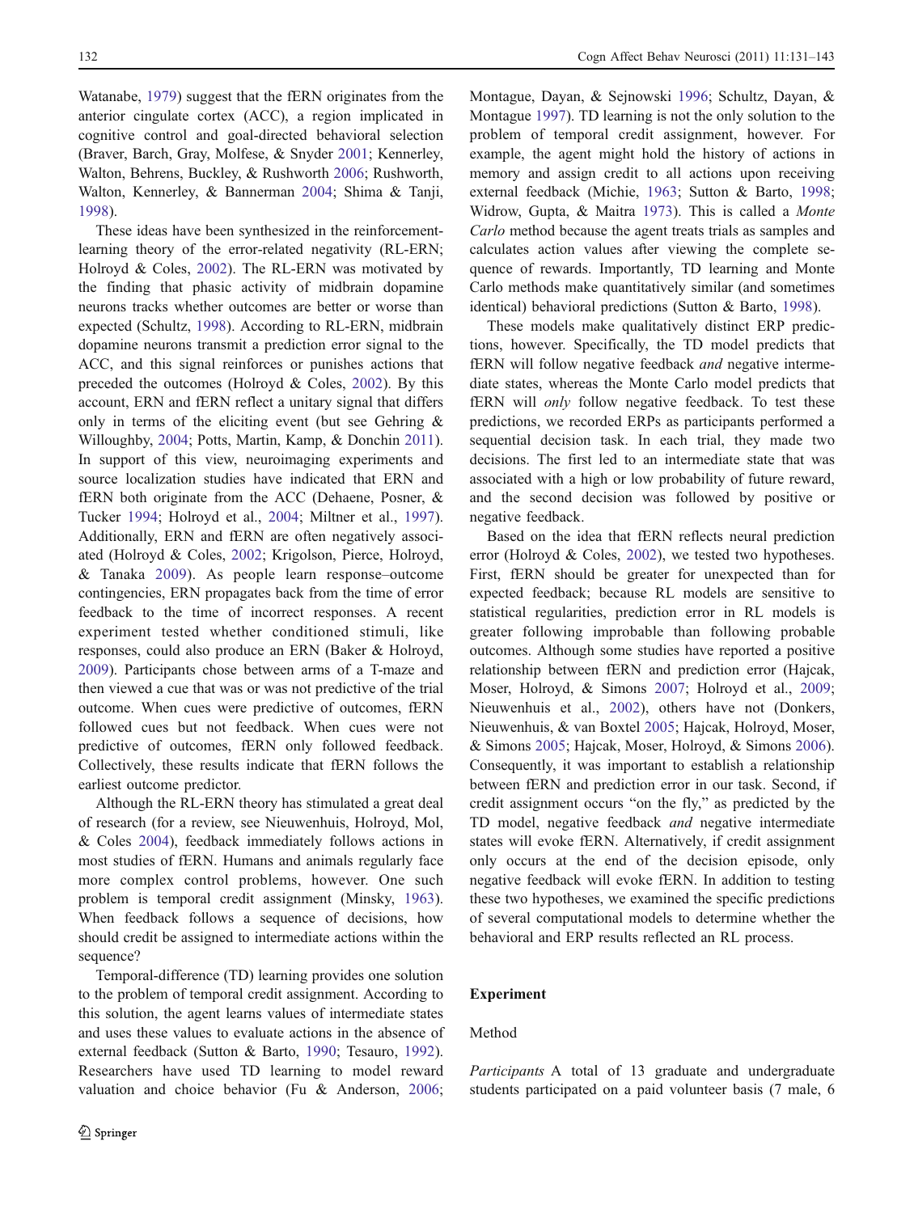Watanabe, 1979) suggest that the fERN originates from the anterior cingulate cortex (ACC), a region implicated in cognitive control and goal-directed behavioral selection (Braver, Barch, Gray, Molfese, & Snyder 2001; Kennerley, Walton, Behrens, Buckley, & Rushworth 2006; Rushworth, Walton, Kennerley, & Bannerman 2004; Shima & Tanji, 1998).

These ideas have been synthesized in the reinforcement-learning theory of the error-related negativity (RL-ERN; Holroyd & Coles, 2002). The RL-ERN was motivated by the finding that phasic activity of midbrain dopamine neurons tracks whether outcomes are better or worse than expected (Schultz, 1998). According to RL-ERN, midbrain dopamine neurons transmit a prediction error signal to the ACC, and this signal reinforces or punishes actions that preceded the outcomes (Holroyd & Coles, 2002). By this account, ERN and fERN reflect a unitary signal that differs only in terms of the eliciting event (but see Gehring & Willoughby, 2004; Potts, Martin, Kamp, & Donchin 2011). In support of this view, neuroimaging experiments and source localization studies have indicated that ERN and fERN both originate from the ACC (Dehaene, Posner, & Tucker 1994; Holroyd et al., 2004; Miltner et al., 1997). Additionally, ERN and fERN are often negatively associated (Holroyd & Coles, 2002; Krigolson, Pierce, Holroyd, & Tanaka 2009). As people learn response–outcome contingencies, ERN propagates back from the time of error feedback to the time of incorrect responses. A recent experiment tested whether conditioned stimuli, like responses, could also produce an ERN (Baker & Holroyd, 2009). Participants chose between arms of a T-maze and then viewed a cue that was or was not predictive of the trial outcome. When cues were predictive of outcomes, fERN followed cues but not feedback. When cues were not predictive of outcomes, fERN only followed feedback. Collectively, these results indicate that fERN follows the earliest outcome predictor.

Although the RL-ERN theory has stimulated a great deal of research (for a review, see Nieuwenhuis, Holroyd, Mol, & Coles 2004), feedback immediately follows actions in most studies of fERN. Humans and animals regularly face more complex control problems, however. One such problem is temporal credit assignment (Minsky, 1963). When feedback follows a sequence of decisions, how should credit be assigned to intermediate actions within the sequence?

Temporal-difference (TD) learning provides one solution to the problem of temporal credit assignment. According to this solution, the agent learns values of intermediate states and uses these values to evaluate actions in the absence of external feedback (Sutton & Barto, 1990; Tesauro, 1992). Researchers have used TD learning to model reward valuation and choice behavior (Fu & Anderson, 2006; Montague, Dayan, & Sejnowski 1996; Schultz, Dayan, & Montague 1997). TD learning is not the only solution to the problem of temporal credit assignment, however. For example, the agent might hold the history of actions in memory and assign credit to all actions upon receiving external feedback (Michie, 1963; Sutton & Barto, 1998; Widrow, Gupta, & Maitra 1973). This is called a *Monte Carlo* method because the agent treats trials as samples and calculates action values after viewing the complete sequence of rewards. Importantly, TD learning and Monte Carlo methods make quantitatively similar (and sometimes identical) behavioral predictions (Sutton & Barto, 1998).

These models make qualitatively distinct ERP predictions, however. Specifically, the TD model predicts that fERN will follow negative feedback *and* negative intermediate states, whereas the Monte Carlo model predicts that fERN will *only* follow negative feedback. To test these predictions, we recorded ERPs as participants performed a sequential decision task. In each trial, they made two decisions. The first led to an intermediate state that was associated with a high or low probability of future reward, and the second decision was followed by positive or negative feedback.

Based on the idea that fERN reflects neural prediction error (Holroyd & Coles, 2002), we tested two hypotheses. First, fERN should be greater for unexpected than for expected feedback; because RL models are sensitive to statistical regularities, prediction error in RL models is greater following improbable than following probable outcomes. Although some studies have reported a positive relationship between fERN and prediction error (Hajcak, Moser, Holroyd, & Simons 2007; Holroyd et al., 2009; Nieuwenhuis et al., 2002), others have not (Donkers, Nieuwenhuis, & van Boxtel 2005; Hajcak, Holroyd, Moser, & Simons 2005; Hajcak, Moser, Holroyd, & Simons 2006). Consequently, it was important to establish a relationship between fERN and prediction error in our task. Second, if credit assignment occurs "on the fly," as predicted by the TD model, negative feedback *and* negative intermediate states will evoke fERN. Alternatively, if credit assignment only occurs at the end of the decision episode, only negative feedback will evoke fERN. In addition to testing these two hypotheses, we examined the specific predictions of several computational models to determine whether the behavioral and ERP results reflected an RL process.

## Experiment

### Method

*Participants* A total of 13 graduate and undergraduate students participated on a paid volunteer basis (7 male, 6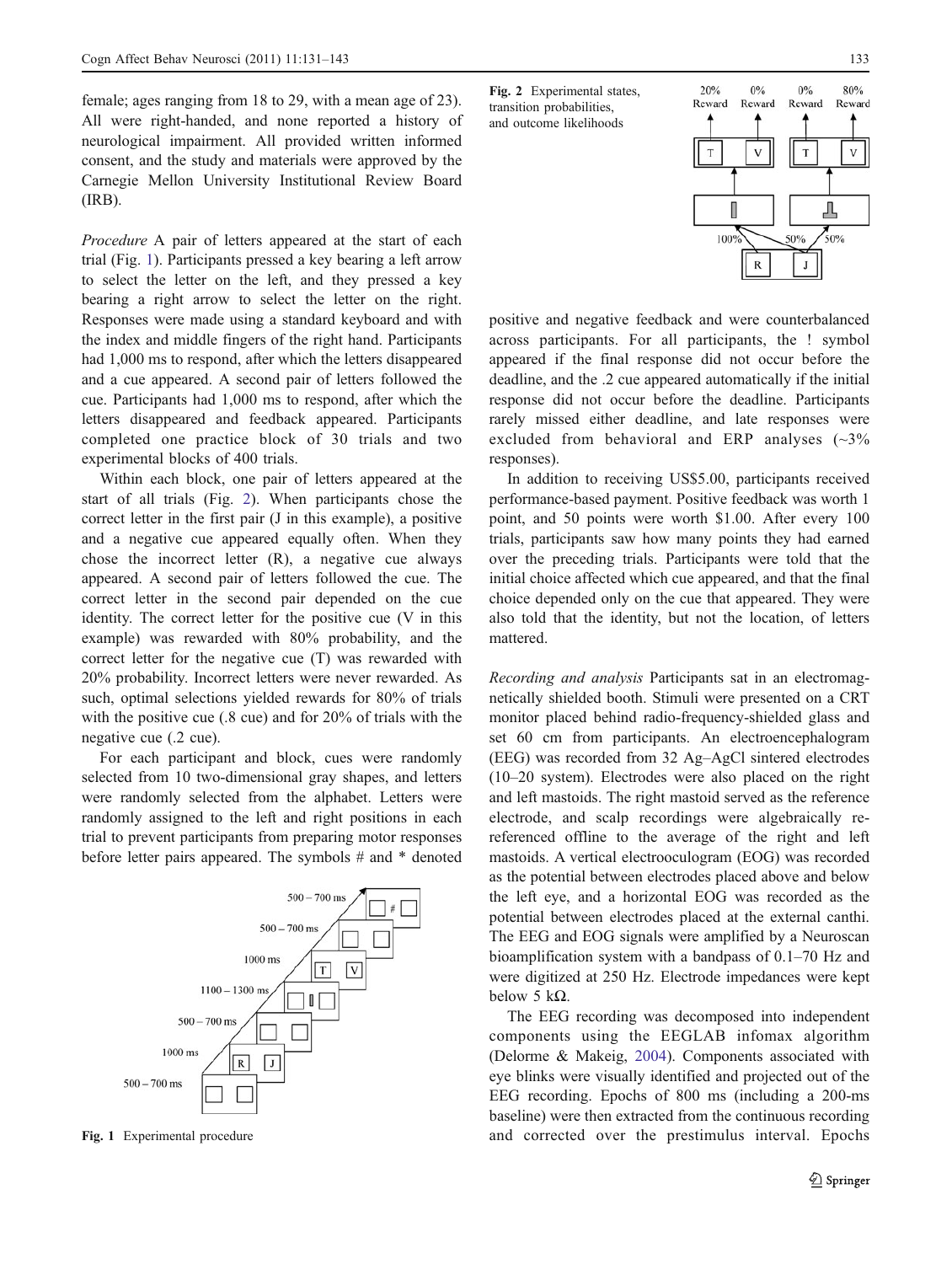female; ages ranging from 18 to 29, with a mean age of 23). All were right-handed, and none reported a history of neurological impairment. All provided written informed consent, and the study and materials were approved by the Carnegie Mellon University Institutional Review Board (IRB).

*Procedure* A pair of letters appeared at the start of each trial (Fig. 1). Participants pressed a key bearing a left arrow to select the letter on the left, and they pressed a key bearing a right arrow to select the letter on the right. Responses were made using a standard keyboard and with the index and middle fingers of the right hand. Participants had 1,000 ms to respond, after which the letters disappeared and a cue appeared. A second pair of letters followed the cue. Participants had 1,000 ms to respond, after which the letters disappeared and feedback appeared. Participants completed one practice block of 30 trials and two experimental blocks of 400 trials.

Within each block, one pair of letters appeared at the start of all trials (Fig. 2). When participants chose the correct letter in the first pair (J in this example), a positive and a negative cue appeared equally often. When they chose the incorrect letter (R), a negative cue always appeared. A second pair of letters followed the cue. The correct letter in the second pair depended on the cue identity. The correct letter for the positive cue (V in this example) was rewarded with 80% probability, and the correct letter for the negative cue (T) was rewarded with 20% probability. Incorrect letters were never rewarded. As such, optimal selections yielded rewards for 80% of trials with the positive cue (.8 cue) and for 20% of trials with the negative cue (.2 cue).

For each participant and block, cues were randomly selected from 10 two-dimensional gray shapes, and letters were randomly selected from the alphabet. Letters were randomly assigned to the left and right positions in each trial to prevent participants from preparing motor responses before letter pairs appeared. The symbols # and * denoted positive and negative feedback and were counterbalanced across participants. For all participants, the ! symbol appeared if the final response did not occur before the deadline, and the .2 cue appeared automatically if the initial response did not occur before the deadline. Participants rarely missed either deadline, and late responses were excluded from behavioral and ERP analyses (~3% responses).

Fig. 1 Experimental procedure

Fig. 2 Experimental states, transition probabilities, and outcome likelihoods

In addition to receiving US$5.00, participants received performance-based payment. Positive feedback was worth 1 point, and 50 points were worth $1.00. After every 100 trials, participants saw how many points they had earned over the preceding trials. Participants were told that the initial choice affected which cue appeared, and that the final choice depended only on the cue that appeared. They were also told that the identity, but not the location, of letters mattered.

*Recording and analysis* Participants sat in an electromagnetically shielded booth. Stimuli were presented on a CRT monitor placed behind radio-frequency-shielded glass and set 60 cm from participants. An electroencephalogram (EEG) was recorded from 32 Ag–AgCl sintered electrodes (10–20 system). Electrodes were also placed on the right and left mastoids. The right mastoid served as the reference electrode, and scalp recordings were algebraically re-referenced offline to the average of the right and left mastoids. A vertical electrooculogram (EOG) was recorded as the potential between electrodes placed above and below the left eye, and a horizontal EOG was recorded as the potential between electrodes placed at the external canthi. The EEG and EOG signals were amplified by a Neuroscan bioamplification system with a bandpass of 0.1–70 Hz and were digitized at 250 Hz. Electrode impedances were kept below 5 kΩ.

The EEG recording was decomposed into independent components using the EEGLAB infomax algorithm (Delorme & Makeig, 2004). Components associated with eye blinks were visually identified and projected out of the EEG recording. Epochs of 800 ms (including a 200-ms baseline) were then extracted from the continuous recording and corrected over the prestimulus interval. Epochs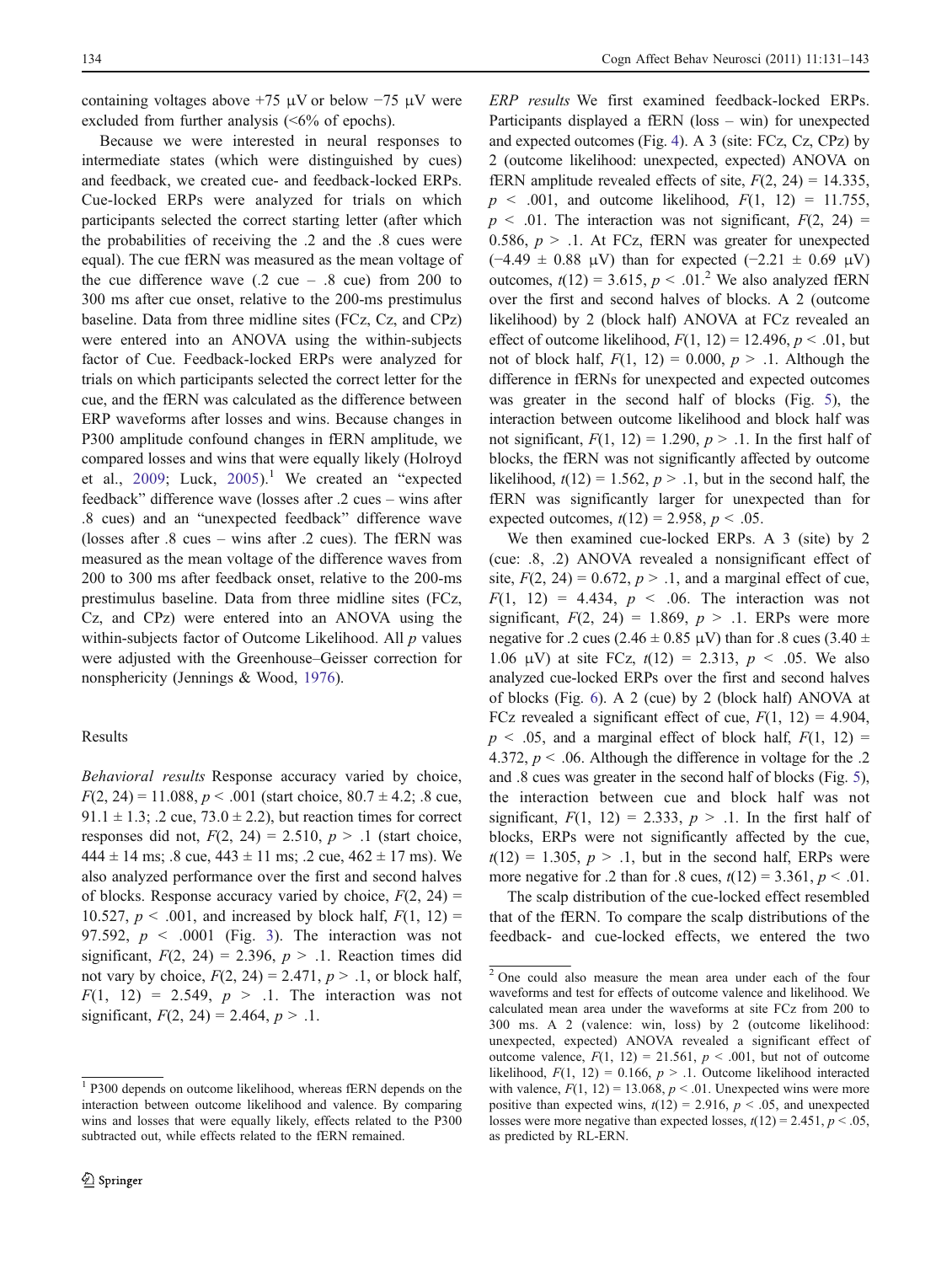containing voltages above +75 μV or below −75 μV were excluded from further analysis (<6% of epochs).

Because we were interested in neural responses to intermediate states (which were distinguished by cues) and feedback, we created cue- and feedback-locked ERPs. Cue-locked ERPs were analyzed for trials on which participants selected the correct starting letter (after which the probabilities of receiving the .2 and the .8 cues were equal). The cue fERN was measured as the mean voltage of the cue difference wave (.2 cue – .8 cue) from 200 to 300 ms after cue onset, relative to the 200-ms prestimulus baseline. Data from three midline sites (FCz, Cz, and CPz) were entered into an ANOVA using the within-subjects factor of Cue. Feedback-locked ERPs were analyzed for trials on which participants selected the correct letter for the cue, and the fERN was calculated as the difference between ERP waveforms after losses and wins. Because changes in P300 amplitude confound changes in fERN amplitude, we compared losses and wins that were equally likely (Holroyd et al., 2009; Luck, 2005).[1] We created an "expected feedback" difference wave (losses after .2 cues – wins after .8 cues) and an "unexpected feedback" difference wave (losses after .8 cues – wins after .2 cues). The fERN was measured as the mean voltage of the difference waves from 200 to 300 ms after feedback onset, relative to the 200-ms prestimulus baseline. Data from three midline sites (FCz, Cz, and CPz) were entered into an ANOVA using the within-subjects factor of Outcome Likelihood. All *p* values were adjusted with the Greenhouse–Geisser correction for nonsphericity (Jennings & Wood, 1976).

## Results

*Behavioral results* Response accuracy varied by choice, $F(2, 24) = 11.088$, $p < .001$ (start choice, $80.7 \pm 4.2$; .8 cue, $91.1 \pm 1.3$; .2 cue, $73.0 \pm 2.2$), but reaction times for correct responses did not, $F(2, 24) = 2.510$, $p > .1$ (start choice, $444 \pm 14$ ms; .8 cue, $443 \pm 11$ ms; .2 cue, $462 \pm 17$ ms). We also analyzed performance over the first and second halves of blocks. Response accuracy varied by choice, $F(2, 24) = 10.527$, $p < .001$, and increased by block half, $F(1, 12) = 97.592$, $p < .0001$ (Fig. 3). The interaction was not significant, $F(2, 24) = 2.396$, $p > .1$. Reaction times did not vary by choice, $F(2, 24) = 2.471$, $p > .1$, or block half, $F(1, 12) = 2.549$, $p > .1$. The interaction was not significant, $F(2, 24) = 2.464$, $p > .1$.

*ERP results* We first examined feedback-locked ERPs. Participants displayed a fERN (loss – win) for unexpected and expected outcomes (Fig. 4). A 3 (site: FCz, Cz, CPz) by 2 (outcome likelihood: unexpected, expected) ANOVA on fERN amplitude revealed effects of site, $F(2, 24) = 14.335$, $p < .001$, and outcome likelihood, $F(1, 12) = 11.755$, $p < .01$. The interaction was not significant, $F(2, 24) = 0.586$, $p > .1$. At FCz, fERN was greater for unexpected ($-4.49 \pm 0.88$ μV) than for expected ($-2.21 \pm 0.69$ μV) outcomes, $t(12) = 3.615$, $p < .01$.[2] We also analyzed fERN over the first and second halves of blocks. A 2 (outcome likelihood) by 2 (block half) ANOVA at FCz revealed an effect of outcome likelihood, $F(1, 12) = 12.496$, $p < .01$, but not of block half, $F(1, 12) = 0.000$, $p > .1$. Although the difference in fERNs for unexpected and expected outcomes was greater in the second half of blocks (Fig. 5), the interaction between outcome likelihood and block half was not significant, $F(1, 12) = 1.290$, $p > .1$. In the first half of blocks, the fERN was not significantly affected by outcome likelihood, $t(12) = 1.562$, $p > .1$, but in the second half, the fERN was significantly larger for unexpected than for expected outcomes, $t(12) = 2.958$, $p < .05$.

We then examined cue-locked ERPs. A 3 (site) by 2 (cue: .8, .2) ANOVA revealed a nonsignificant effect of site, $F(2, 24) = 0.672$, $p > .1$, and a marginal effect of cue, $F(1, 12) = 4.434$, $p < .06$. The interaction was not significant, $F(2, 24) = 1.869$, $p > .1$. ERPs were more negative for .2 cues ($2.46 \pm 0.85$ μV) than for .8 cues ($3.40 \pm 1.06$ μV) at site FCz, $t(12) = 2.313$, $p < .05$. We also analyzed cue-locked ERPs over the first and second halves of blocks (Fig. 6). A 2 (cue) by 2 (block half) ANOVA at FCz revealed a significant effect of cue, $F(1, 12) = 4.904$, $p < .05$, and a marginal effect of block half, $F(1, 12) = 4.372$, $p < .06$. Although the difference in voltage for the .2 and .8 cues was greater in the second half of blocks (Fig. 5), the interaction between cue and block half was not significant, $F(1, 12) = 2.333$, $p > .1$. In the first half of blocks, ERPs were not significantly affected by the cue, $t(12) = 1.305$, $p > .1$, but in the second half, ERPs were more negative for .2 than for .8 cues, $t(12) = 3.361$, $p < .01$.

The scalp distribution of the cue-locked effect resembled that of the fERN. To compare the scalp distributions of the feedback- and cue-locked effects, we entered the two

---

[1] P300 depends on outcome likelihood, whereas fERN depends on the interaction between outcome likelihood and valence. By comparing wins and losses that were equally likely, effects related to the P300 subtracted out, while effects related to the fERN remained.

[2] One could also measure the mean area under each of the four waveforms and test for effects of outcome valence and likelihood. We calculated mean area under the waveforms at site FCz from 200 to 300 ms. A 2 (valence: win, loss) by 2 (outcome likelihood: unexpected, expected) ANOVA revealed a significant effect of outcome valence, $F(1, 12) = 21.561$, $p < .001$, but not of outcome likelihood, $F(1, 12) = 0.166$, $p > .1$. Outcome likelihood interacted with valence, $F(1, 12) = 13.068$, $p < .01$. Unexpected wins were more positive than expected wins, $t(12) = 2.916$, $p < .05$, and unexpected losses were more negative than expected losses, $t(12) = 2.451$, $p < .05$, as predicted by RL-ERN.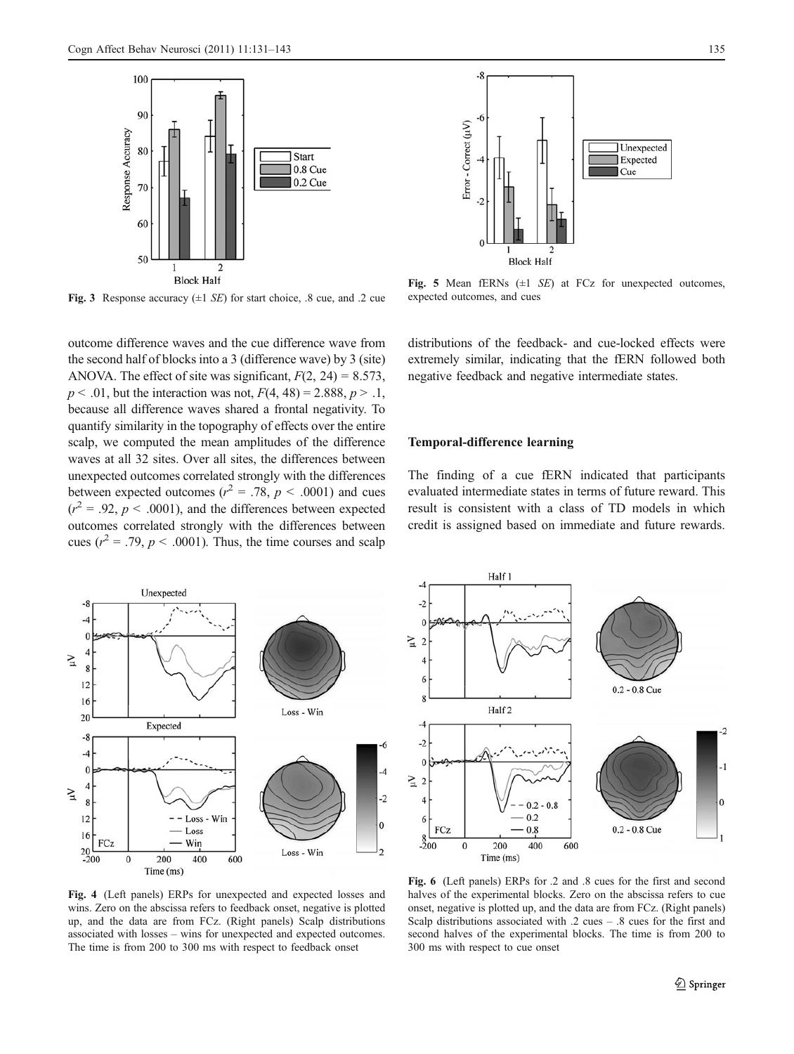Fig. 3 Response accuracy (±1 *SE*) for start choice, .8 cue, and .2 cue

Fig. 5 Mean fERNs (±1 *SE*) at FCz for unexpected outcomes, expected outcomes, and cues

outcome difference waves and the cue difference wave from the second half of blocks into a 3 (difference wave) by 3 (site) ANOVA. The effect of site was significant, $F(2, 24) = 8.573$, $p < .01$, but the interaction was not, $F(4, 48) = 2.888$, $p > .1$, because all difference waves shared a frontal negativity. To quantify similarity in the topography of effects over the entire scalp, we computed the mean amplitudes of the difference waves at all 32 sites. Over all sites, the differences between unexpected outcomes correlated strongly with the differences between expected outcomes ($r^2 = .78$, $p < .0001$) and cues ($r^2 = .92$, $p < .0001$), and the differences between expected outcomes correlated strongly with the differences between cues ($r^2 = .79$, $p < .0001$). Thus, the time courses and scalp distributions of the feedback- and cue-locked effects were extremely similar, indicating that the fERN followed both negative feedback and negative intermediate states.

## Temporal-difference learning

The finding of a cue fERN indicated that participants evaluated intermediate states in terms of future reward. This result is consistent with a class of TD models in which credit is assigned based on immediate and future rewards.

Fig. 4 (Left panels) ERPs for unexpected and expected losses and wins. Zero on the abscissa refers to feedback onset, negative is plotted up, and the data are from FCz. (Right panels) Scalp distributions associated with losses – wins for unexpected and expected outcomes. The time is from 200 to 300 ms with respect to feedback onset

Fig. 6 (Left panels) ERPs for .2 and .8 cues for the first and second halves of the experimental blocks. Zero on the abscissa refers to cue onset, negative is plotted up, and the data are from FCz. (Right panels) Scalp distributions associated with .2 cues – .8 cues for the first and second halves of the experimental blocks. The time is from 200 to 300 ms with respect to cue onset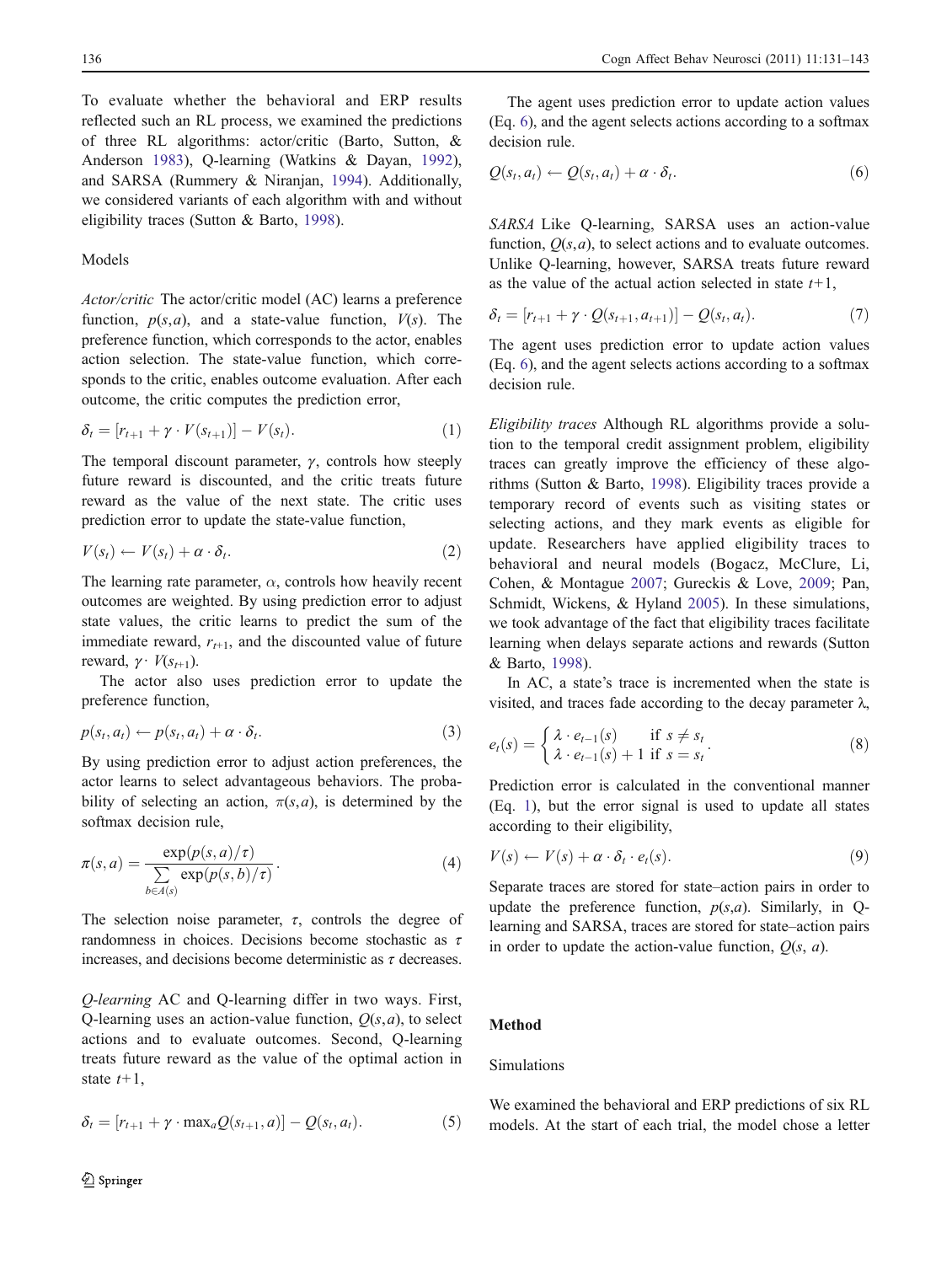To evaluate whether the behavioral and ERP results reflected such an RL process, we examined the predictions of three RL algorithms: actor/critic (Barto, Sutton, & Anderson 1983), Q-learning (Watkins & Dayan, 1992), and SARSA (Rummery & Niranjan, 1994). Additionally, we considered variants of each algorithm with and without eligibility traces (Sutton & Barto, 1998).

Models

*Actor/critic* The actor/critic model (AC) learns a preference function, $p(s,a)$, and a state-value function, $V(s)$. The preference function, which corresponds to the actor, enables action selection. The state-value function, which corresponds to the critic, enables outcome evaluation. After each outcome, the critic computes the prediction error,

$$\delta_t = [r_{t+1} + \gamma \cdot V(s_{t+1})] - V(s_t). \tag{1}$$

The temporal discount parameter, $\gamma$, controls how steeply future reward is discounted, and the critic treats future reward as the value of the next state. The critic uses prediction error to update the state-value function,

$$V(s_t) \leftarrow V(s_t) + \alpha \cdot \delta_t. \tag{2}$$

The learning rate parameter, $\alpha$, controls how heavily recent outcomes are weighted. By using prediction error to adjust state values, the critic learns to predict the sum of the immediate reward, $r_{t+1}$, and the discounted value of future reward, $\gamma \cdot V(s_{t+1})$.

The actor also uses prediction error to update the preference function,

$$p(s_t,a_t) \leftarrow p(s_t,a_t) + \alpha \cdot \delta_t. \tag{3}$$

By using prediction error to adjust action preferences, the actor learns to select advantageous behaviors. The probability of selecting an action, $\pi(s,a)$, is determined by the softmax decision rule,

$$\pi(s,a) = \frac{\exp(p(s,a)/\tau)}{\sum_{b \in A(s)} \exp(p(s,b)/\tau)}. \tag{4}$$

The selection noise parameter, $\tau$, controls the degree of randomness in choices. Decisions become stochastic as $\tau$ increases, and decisions become deterministic as $\tau$ decreases.

*Q-learning* AC and Q-learning differ in two ways. First, Q-learning uses an action-value function, $Q(s,a)$, to select actions and to evaluate outcomes. Second, Q-learning treats future reward as the value of the optimal action in state $t+1$,

$$\delta_t = [r_{t+1} + \gamma \cdot \max_a Q(s_{t+1},a)] - Q(s_t,a_t). \tag{5}$$

The agent uses prediction error to update action values (Eq. 6), and the agent selects actions according to a softmax decision rule.

$$Q(s_t,a_t) \leftarrow Q(s_t,a_t) + \alpha \cdot \delta_t. \tag{6}$$

*SARSA* Like Q-learning, SARSA uses an action-value function, $Q(s,a)$, to select actions and to evaluate outcomes. Unlike Q-learning, however, SARSA treats future reward as the value of the actual action selected in state $t+1$,

$$\delta_t = [r_{t+1} + \gamma \cdot Q(s_{t+1},a_{t+1})] - Q(s_t,a_t). \tag{7}$$

The agent uses prediction error to update action values (Eq. 6), and the agent selects actions according to a softmax decision rule.

*Eligibility traces* Although RL algorithms provide a solution to the temporal credit assignment problem, eligibility traces can greatly improve the efficiency of these algorithms (Sutton & Barto, 1998). Eligibility traces provide a temporary record of events such as visiting states or selecting actions, and they mark events as eligible for update. Researchers have applied eligibility traces to behavioral and neural models (Bogacz, McClure, Li, Cohen, & Montague 2007; Gureckis & Love, 2009; Pan, Schmidt, Wickens, & Hyland 2005). In these simulations, we took advantage of the fact that eligibility traces facilitate learning when delays separate actions and rewards (Sutton & Barto, 1998).

In AC, a state's trace is incremented when the state is visited, and traces fade according to the decay parameter $\lambda$,

$$e_t(s) = \begin{cases} \lambda \cdot e_{t-1}(s) & \text{if } s \neq s_t \\ \lambda \cdot e_{t-1}(s) + 1 & \text{if } s = s_t \end{cases}. \tag{8}$$

Prediction error is calculated in the conventional manner (Eq. 1), but the error signal is used to update all states according to their eligibility,

$$V(s) \leftarrow V(s) + \alpha \cdot \delta_t \cdot e_t(s). \tag{9}$$

Separate traces are stored for state–action pairs in order to update the preference function, $p(s,a)$. Similarly, in Q-learning and SARSA, traces are stored for state–action pairs in order to update the action-value function, $Q(s, a)$.

## Method

Simulations

We examined the behavioral and ERP predictions of six RL models. At the start of each trial, the model chose a letter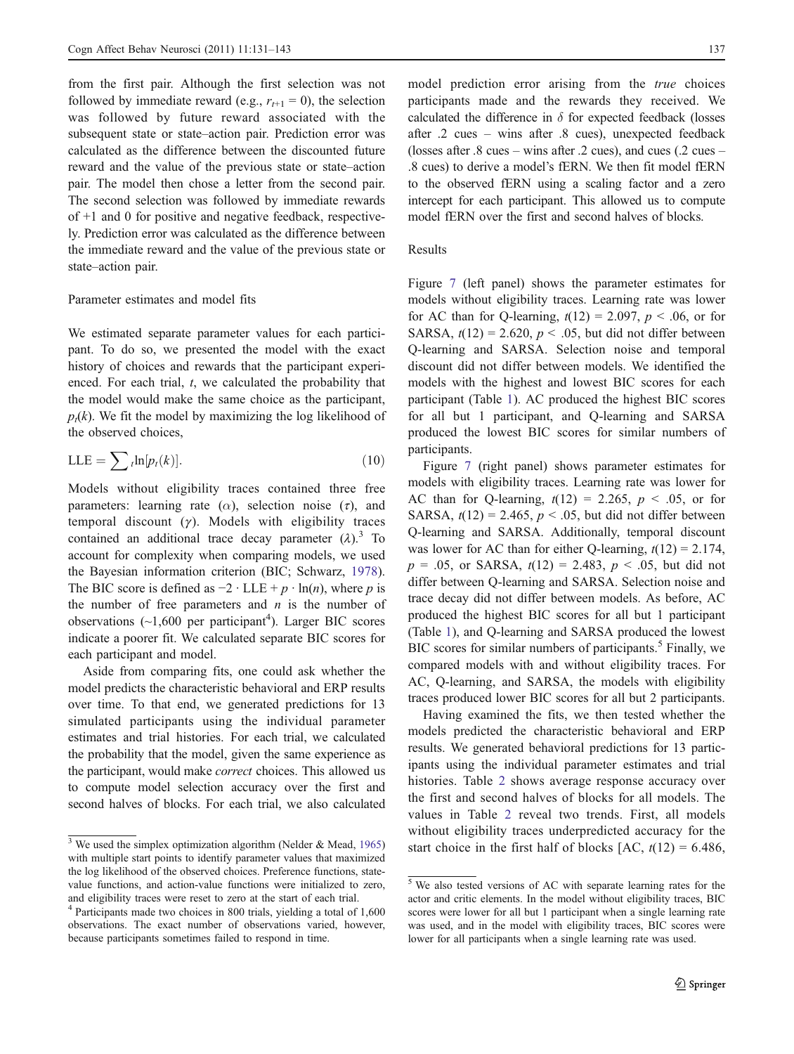from the first pair. Although the first selection was not followed by immediate reward (e.g., $r_{t+1} = 0$), the selection was followed by future reward associated with the subsequent state or state–action pair. Prediction error was calculated as the difference between the discounted future reward and the value of the previous state or state–action pair. The model then chose a letter from the second pair. The second selection was followed by immediate rewards of +1 and 0 for positive and negative feedback, respectively. Prediction error was calculated as the difference between the immediate reward and the value of the previous state or state–action pair.

### Parameter estimates and model fits

We estimated separate parameter values for each participant. To do so, we presented the model with the exact history of choices and rewards that the participant experienced. For each trial, $t$, we calculated the probability that the model would make the same choice as the participant, $p_t(k)$. We fit the model by maximizing the log likelihood of the observed choices,

$$\text{LLE} = \sum\nolimits_t \ln[p_t(k)]. \tag{10}$$

Models without eligibility traces contained three free parameters: learning rate ($\alpha$), selection noise ($\tau$), and temporal discount ($\gamma$). Models with eligibility traces contained an additional trace decay parameter ($\lambda$).[3] To account for complexity when comparing models, we used the Bayesian information criterion (BIC; Schwarz, 1978). The BIC score is defined as $-2 \cdot \text{LLE} + p \cdot \ln(n)$, where $p$ is the number of free parameters and $n$ is the number of observations (~1,600 per participant[4]). Larger BIC scores indicate a poorer fit. We calculated separate BIC scores for each participant and model.

Aside from comparing fits, one could ask whether the model predicts the characteristic behavioral and ERP results over time. To that end, we generated predictions for 13 simulated participants using the individual parameter estimates and trial histories. For each trial, we calculated the probability that the model, given the same experience as the participant, would make *correct* choices. This allowed us to compute model selection accuracy over the first and second halves of blocks. For each trial, we also calculated model prediction error arising from the *true* choices participants made and the rewards they received. We calculated the difference in $\delta$ for expected feedback (losses after .2 cues – wins after .8 cues), unexpected feedback (losses after .8 cues – wins after .2 cues), and cues (.2 cues – .8 cues) to derive a model's fERN. We then fit model fERN to the observed fERN using a scaling factor and a zero intercept for each participant. This allowed us to compute model fERN over the first and second halves of blocks.

### Results

Figure 7 (left panel) shows the parameter estimates for models without eligibility traces. Learning rate was lower for AC than for Q-learning, $t(12) = 2.097$, $p < .06$, or for SARSA, $t(12) = 2.620$, $p < .05$, but did not differ between Q-learning and SARSA. Selection noise and temporal discount did not differ between models. We identified the models with the highest and lowest BIC scores for each participant (Table 1). AC produced the highest BIC scores for all but 1 participant, and Q-learning and SARSA produced the lowest BIC scores for similar numbers of participants.

Figure 7 (right panel) shows parameter estimates for models with eligibility traces. Learning rate was lower for AC than for Q-learning, $t(12) = 2.265$, $p < .05$, or for SARSA, $t(12) = 2.465$, $p < .05$, but did not differ between Q-learning and SARSA. Additionally, temporal discount was lower for AC than for either Q-learning, $t(12) = 2.174$, $p = .05$, or SARSA, $t(12) = 2.483$, $p < .05$, but did not differ between Q-learning and SARSA. Selection noise and trace decay did not differ between models. As before, AC produced the highest BIC scores for all but 1 participant (Table 1), and Q-learning and SARSA produced the lowest BIC scores for similar numbers of participants.[5] Finally, we compared models with and without eligibility traces. For AC, Q-learning, and SARSA, the models with eligibility traces produced lower BIC scores for all but 2 participants.

Having examined the fits, we then tested whether the models predicted the characteristic behavioral and ERP results. We generated behavioral predictions for 13 participants using the individual parameter estimates and trial histories. Table 2 shows average response accuracy over the first and second halves of blocks for all models. The values in Table 2 reveal two trends. First, all models without eligibility traces underpredicted accuracy for the start choice in the first half of blocks [AC, $t(12) = 6.486$,

---

[3] We used the simplex optimization algorithm (Nelder & Mead, 1965) with multiple start points to identify parameter values that maximized the log likelihood of the observed choices. Preference functions, state-value functions, and action-value functions were initialized to zero, and eligibility traces were reset to zero at the start of each trial.

[4] Participants made two choices in 800 trials, yielding a total of 1,600 observations. The exact number of observations varied, however, because participants sometimes failed to respond in time.

[5] We also tested versions of AC with separate learning rates for the actor and critic elements. In the model without eligibility traces, BIC scores were lower for all but 1 participant when a single learning rate was used, and in the model with eligibility traces, BIC scores were lower for all participants when a single learning rate was used.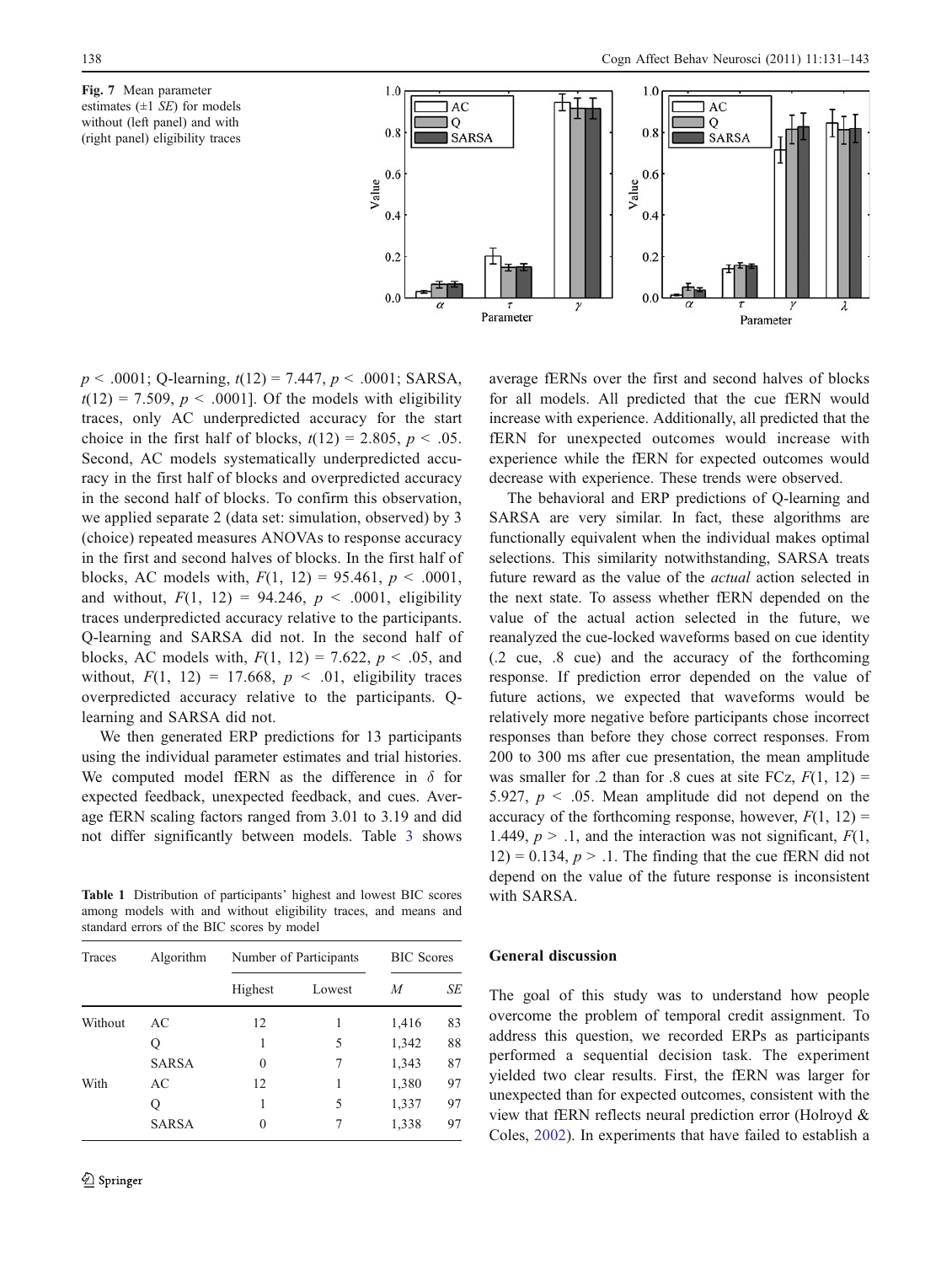Fig. 7 Mean parameter estimates (±1 *SE*) for models without (left panel) and with (right panel) eligibility traces

$p < .0001$; Q-learning, $t(12) = 7.447$, $p < .0001$; SARSA, $t(12) = 7.509$, $p < .0001$]. Of the models with eligibility traces, only AC underpredicted accuracy for the start choice in the first half of blocks, $t(12) = 2.805$, $p < .05$. Second, AC models systematically underpredicted accuracy in the first half of blocks and overpredicted accuracy in the second half of blocks. To confirm this observation, we applied separate 2 (data set: simulation, observed) by 3 (choice) repeated measures ANOVAs to response accuracy in the first and second halves of blocks. In the first half of blocks, AC models with, $F(1, 12) = 95.461$, $p < .0001$, and without, $F(1, 12) = 94.246$, $p < .0001$, eligibility traces underpredicted accuracy relative to the participants. Q-learning and SARSA did not. In the second half of blocks, AC models with, $F(1, 12) = 7.622$, $p < .05$, and without, $F(1, 12) = 17.668$, $p < .01$, eligibility traces overpredicted accuracy relative to the participants. Q-learning and SARSA did not.

We then generated ERP predictions for 13 participants using the individual parameter estimates and trial histories. We computed model fERN as the difference in $\delta$ for expected feedback, unexpected feedback, and cues. Average fERN scaling factors ranged from 3.01 to 3.19 and did not differ significantly between models. Table 3 shows average fERNs over the first and second halves of blocks for all models. All predicted that the cue fERN would increase with experience. Additionally, all predicted that the fERN for unexpected outcomes would increase with experience while the fERN for expected outcomes would decrease with experience. These trends were observed.

The behavioral and ERP predictions of Q-learning and SARSA are very similar. In fact, these algorithms are functionally equivalent when the individual makes optimal selections. This similarity notwithstanding, SARSA treats future reward as the value of the *actual* action selected in the next state. To assess whether fERN depended on the value of the actual action selected in the future, we reanalyzed the cue-locked waveforms based on cue identity (.2 cue, .8 cue) and the accuracy of the forthcoming response. If prediction error depended on the value of future actions, we expected that waveforms would be relatively more negative before participants chose incorrect responses than before they chose correct responses. From 200 to 300 ms after cue presentation, the mean amplitude was smaller for .2 than for .8 cues at site FCz, $F(1, 12) = 5.927$, $p < .05$. Mean amplitude did not depend on the accuracy of the forthcoming response, however, $F(1, 12) = 1.449$, $p > .1$, and the interaction was not significant, $F(1, 12) = 0.134$, $p > .1$. The finding that the cue fERN did not depend on the value of the future response is inconsistent with SARSA.

Table 1 Distribution of participants' highest and lowest BIC scores among models with and without eligibility traces, and means and standard errors of the BIC scores by model

| Traces | Algorithm | Number of Participants | | BIC Scores | |
|---|---|---|---|---|---|
| | | Highest | Lowest | *M* | *SE* |
| Without | AC | 12 | 1 | 1,416 | 83 |
| | Q | 1 | 5 | 1,342 | 88 |
| | SARSA | 0 | 7 | 1,343 | 87 |
| With | AC | 12 | 1 | 1,380 | 97 |
| | Q | 1 | 5 | 1,337 | 97 |
| | SARSA | 0 | 7 | 1,338 | 97 |

## General discussion

The goal of this study was to understand how people overcome the problem of temporal credit assignment. To address this question, we recorded ERPs as participants performed a sequential decision task. The experiment yielded two clear results. First, the fERN was larger for unexpected than for expected outcomes, consistent with the view that fERN reflects neural prediction error (Holroyd & Coles, 2002). In experiments that have failed to establish a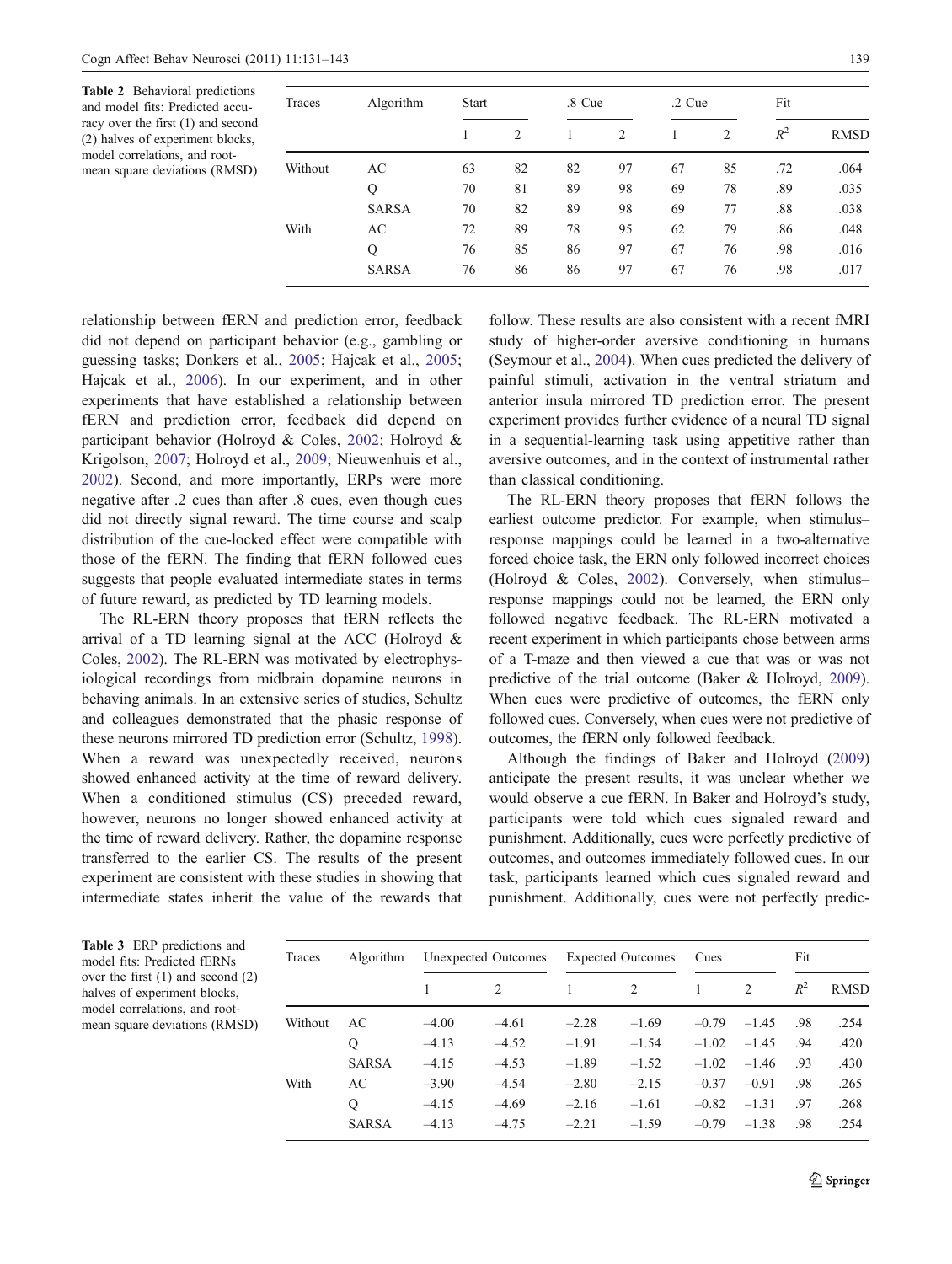**Table 2** Behavioral predictions and model fits: Predicted accuracy over the first (1) and second (2) halves of experiment blocks, model correlations, and root-mean square deviations (RMSD)

| Traces | Algorithm | Start | | .8 Cue | | .2 Cue | | Fit | |
|---|---|---|---|---|---|---|---|---|---|
| | | 1 | 2 | 1 | 2 | 1 | 2 | $R^2$ | RMSD |
| Without | AC | 63 | 82 | 82 | 97 | 67 | 85 | .72 | .064 |
| | Q | 70 | 81 | 89 | 98 | 69 | 78 | .89 | .035 |
| | SARSA | 70 | 82 | 89 | 98 | 69 | 77 | .88 | .038 |
| With | AC | 72 | 89 | 78 | 95 | 62 | 79 | .86 | .048 |
| | Q | 76 | 85 | 86 | 97 | 67 | 76 | .98 | .016 |
| | SARSA | 76 | 86 | 86 | 97 | 67 | 76 | .98 | .017 |

relationship between fERN and prediction error, feedback did not depend on participant behavior (e.g., gambling or guessing tasks; Donkers et al., 2005; Hajcak et al., 2005; Hajcak et al., 2006). In our experiment, and in other experiments that have established a relationship between fERN and prediction error, feedback did depend on participant behavior (Holroyd & Coles, 2002; Holroyd & Krigolson, 2007; Holroyd et al., 2009; Nieuwenhuis et al., 2002). Second, and more importantly, ERPs were more negative after .2 cues than after .8 cues, even though cues did not directly signal reward. The time course and scalp distribution of the cue-locked effect were compatible with those of the fERN. The finding that fERN followed cues suggests that people evaluated intermediate states in terms of future reward, as predicted by TD learning models.

The RL-ERN theory proposes that fERN reflects the arrival of a TD learning signal at the ACC (Holroyd & Coles, 2002). The RL-ERN was motivated by electrophysiological recordings from midbrain dopamine neurons in behaving animals. In an extensive series of studies, Schultz and colleagues demonstrated that the phasic response of these neurons mirrored TD prediction error (Schultz, 1998). When a reward was unexpectedly received, neurons showed enhanced activity at the time of reward delivery. When a conditioned stimulus (CS) preceded reward, however, neurons no longer showed enhanced activity at the time of reward delivery. Rather, the dopamine response transferred to the earlier CS. The results of the present experiment are consistent with these studies in showing that intermediate states inherit the value of the rewards that follow. These results are also consistent with a recent fMRI study of higher-order aversive conditioning in humans (Seymour et al., 2004). When cues predicted the delivery of painful stimuli, activation in the ventral striatum and anterior insula mirrored TD prediction error. The present experiment provides further evidence of a neural TD signal in a sequential-learning task using appetitive rather than aversive outcomes, and in the context of instrumental rather than classical conditioning.

The RL-ERN theory proposes that fERN follows the earliest outcome predictor. For example, when stimulus–response mappings could be learned in a two-alternative forced choice task, the ERN only followed incorrect choices (Holroyd & Coles, 2002). Conversely, when stimulus–response mappings could not be learned, the ERN only followed negative feedback. The RL-ERN motivated a recent experiment in which participants chose between arms of a T-maze and then viewed a cue that was or was not predictive of the trial outcome (Baker & Holroyd, 2009). When cues were predictive of outcomes, the fERN only followed cues. Conversely, when cues were not predictive of outcomes, the fERN only followed feedback.

Although the findings of Baker and Holroyd (2009) anticipate the present results, it was unclear whether we would observe a cue fERN. In Baker and Holroyd's study, participants were told which cues signaled reward and punishment. Additionally, cues were perfectly predictive of outcomes, and outcomes immediately followed cues. In our task, participants learned which cues signaled reward and punishment. Additionally, cues were not perfectly predic-

**Table 3** ERP predictions and model fits: Predicted fERNs over the first (1) and second (2) halves of experiment blocks, model correlations, and root-mean square deviations (RMSD)

| Traces | Algorithm | Unexpected Outcomes | | Expected Outcomes | | Cues | | Fit | |
|---|---|---|---|---|---|---|---|---|---|
| | | 1 | 2 | 1 | 2 | 1 | 2 | $R^2$ | RMSD |
| Without | AC | −4.00 | −4.61 | −2.28 | −1.69 | −0.79 | −1.45 | .98 | .254 |
| | Q | −4.13 | −4.52 | −1.91 | −1.54 | −1.02 | −1.45 | .94 | .420 |
| | SARSA | −4.15 | −4.53 | −1.89 | −1.52 | −1.02 | −1.46 | .93 | .430 |
| With | AC | −3.90 | −4.54 | −2.80 | −2.15 | −0.37 | −0.91 | .98 | .265 |
| | Q | −4.15 | −4.69 | −2.16 | −1.61 | −0.82 | −1.31 | .97 | .268 |
| | SARSA | −4.13 | −4.75 | −2.21 | −1.59 | −0.79 | −1.38 | .98 | .254 |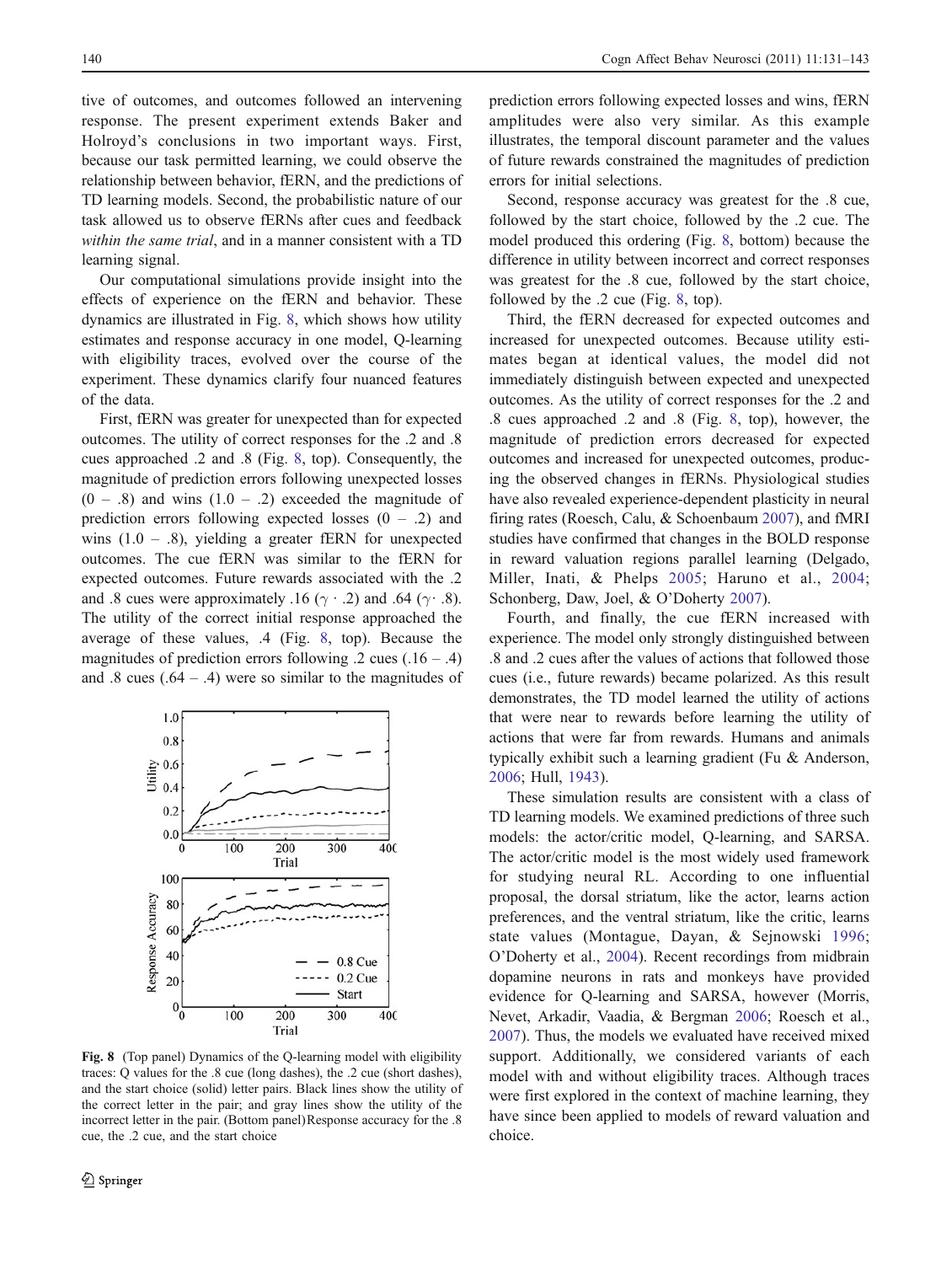tive of outcomes, and outcomes followed an intervening response. The present experiment extends Baker and Holroyd's conclusions in two important ways. First, because our task permitted learning, we could observe the relationship between behavior, fERN, and the predictions of TD learning models. Second, the probabilistic nature of our task allowed us to observe fERNs after cues and feedback *within the same trial*, and in a manner consistent with a TD learning signal.

Our computational simulations provide insight into the effects of experience on the fERN and behavior. These dynamics are illustrated in Fig. 8, which shows how utility estimates and response accuracy in one model, Q-learning with eligibility traces, evolved over the course of the experiment. These dynamics clarify four nuanced features of the data.

First, fERN was greater for unexpected than for expected outcomes. The utility of correct responses for the .2 and .8 cues approached .2 and .8 (Fig. 8, top). Consequently, the magnitude of prediction errors following unexpected losses (0 – .8) and wins (1.0 – .2) exceeded the magnitude of prediction errors following expected losses (0 – .2) and wins (1.0 – .8), yielding a greater fERN for unexpected outcomes. The cue fERN was similar to the fERN for expected outcomes. Future rewards associated with the .2 and .8 cues were approximately .16 ($\gamma \cdot .2$) and .64 ($\gamma \cdot .8$). The utility of the correct initial response approached the average of these values, .4 (Fig. 8, top). Because the magnitudes of prediction errors following .2 cues (.16 – .4) and .8 cues (.64 – .4) were so similar to the magnitudes of prediction errors following expected losses and wins, fERN amplitudes were also very similar. As this example illustrates, the temporal discount parameter and the values of future rewards constrained the magnitudes of prediction errors for initial selections.

Fig. 8 (Top panel) Dynamics of the Q-learning model with eligibility traces: Q values for the .8 cue (long dashes), the .2 cue (short dashes), and the start choice (solid) letter pairs. Black lines show the utility of the correct letter in the pair; and gray lines show the utility of the incorrect letter in the pair. (Bottom panel) Response accuracy for the .8 cue, the .2 cue, and the start choice

Second, response accuracy was greatest for the .8 cue, followed by the start choice, followed by the .2 cue. The model produced this ordering (Fig. 8, bottom) because the difference in utility between incorrect and correct responses was greatest for the .8 cue, followed by the start choice, followed by the .2 cue (Fig. 8, top).

Third, the fERN decreased for expected outcomes and increased for unexpected outcomes. Because utility estimates began at identical values, the model did not immediately distinguish between expected and unexpected outcomes. As the utility of correct responses for the .2 and .8 cues approached .2 and .8 (Fig. 8, top), however, the magnitude of prediction errors decreased for expected outcomes and increased for unexpected outcomes, producing the observed changes in fERNs. Physiological studies have also revealed experience-dependent plasticity in neural firing rates (Roesch, Calu, & Schoenbaum 2007), and fMRI studies have confirmed that changes in the BOLD response in reward valuation regions parallel learning (Delgado, Miller, Inati, & Phelps 2005; Haruno et al., 2004; Schonberg, Daw, Joel, & O'Doherty 2007).

Fourth, and finally, the cue fERN increased with experience. The model only strongly distinguished between .8 and .2 cues after the values of actions that followed those cues (i.e., future rewards) became polarized. As this result demonstrates, the TD model learned the utility of actions that were near to rewards before learning the utility of actions that were far from rewards. Humans and animals typically exhibit such a learning gradient (Fu & Anderson, 2006; Hull, 1943).

These simulation results are consistent with a class of TD learning models. We examined predictions of three such models: the actor/critic model, Q-learning, and SARSA. The actor/critic model is the most widely used framework for studying neural RL. According to one influential proposal, the dorsal striatum, like the actor, learns action preferences, and the ventral striatum, like the critic, learns state values (Montague, Dayan, & Sejnowski 1996; O'Doherty et al., 2004). Recent recordings from midbrain dopamine neurons in rats and monkeys have provided evidence for Q-learning and SARSA, however (Morris, Nevet, Arkadir, Vaadia, & Bergman 2006; Roesch et al., 2007). Thus, the models we evaluated have received mixed support. Additionally, we considered variants of each model with and without eligibility traces. Although traces were first explored in the context of machine learning, they have since been applied to models of reward valuation and choice.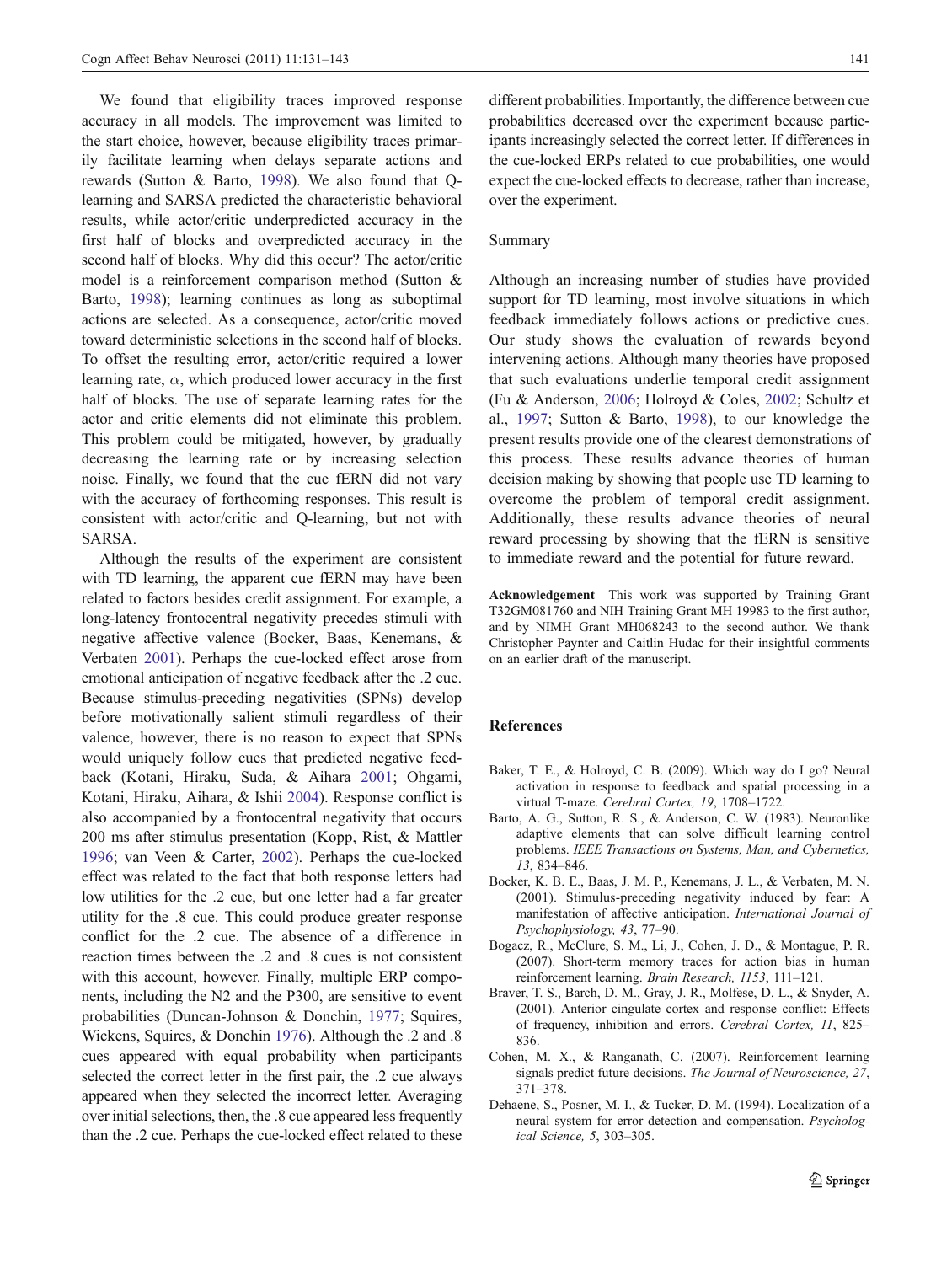We found that eligibility traces improved response accuracy in all models. The improvement was limited to the start choice, however, because eligibility traces primarily facilitate learning when delays separate actions and rewards (Sutton & Barto, 1998). We also found that Q-learning and SARSA predicted the characteristic behavioral results, while actor/critic underpredicted accuracy in the first half of blocks and overpredicted accuracy in the second half of blocks. Why did this occur? The actor/critic model is a reinforcement comparison method (Sutton & Barto, 1998); learning continues as long as suboptimal actions are selected. As a consequence, actor/critic moved toward deterministic selections in the second half of blocks. To offset the resulting error, actor/critic required a lower learning rate, $\alpha$, which produced lower accuracy in the first half of blocks. The use of separate learning rates for the actor and critic elements did not eliminate this problem. This problem could be mitigated, however, by gradually decreasing the learning rate or by increasing selection noise. Finally, we found that the cue fERN did not vary with the accuracy of forthcoming responses. This result is consistent with actor/critic and Q-learning, but not with SARSA.

Although the results of the experiment are consistent with TD learning, the apparent cue fERN may have been related to factors besides credit assignment. For example, a long-latency frontocentral negativity precedes stimuli with negative affective valence (Bocker, Baas, Kenemans, & Verbaten 2001). Perhaps the cue-locked effect arose from emotional anticipation of negative feedback after the .2 cue. Because stimulus-preceding negativities (SPNs) develop before motivationally salient stimuli regardless of their valence, however, there is no reason to expect that SPNs would uniquely follow cues that predicted negative feedback (Kotani, Hiraku, Suda, & Aihara 2001; Ohgami, Kotani, Hiraku, Aihara, & Ishii 2004). Response conflict is also accompanied by a frontocentral negativity that occurs 200 ms after stimulus presentation (Kopp, Rist, & Mattler 1996; van Veen & Carter, 2002). Perhaps the cue-locked effect was related to the fact that both response letters had low utilities for the .2 cue, but one letter had a far greater utility for the .8 cue. This could produce greater response conflict for the .2 cue. The absence of a difference in reaction times between the .2 and .8 cues is not consistent with this account, however. Finally, multiple ERP components, including the N2 and the P300, are sensitive to event probabilities (Duncan-Johnson & Donchin, 1977; Squires, Wickens, Squires, & Donchin 1976). Although the .2 and .8 cues appeared with equal probability when participants selected the correct letter in the first pair, the .2 cue always appeared when they selected the incorrect letter. Averaging over initial selections, then, the .8 cue appeared less frequently than the .2 cue. Perhaps the cue-locked effect related to these different probabilities. Importantly, the difference between cue probabilities decreased over the experiment because participants increasingly selected the correct letter. If differences in the cue-locked ERPs related to cue probabilities, one would expect the cue-locked effects to decrease, rather than increase, over the experiment.

## Summary

Although an increasing number of studies have provided support for TD learning, most involve situations in which feedback immediately follows actions or predictive cues. Our study shows the evaluation of rewards beyond intervening actions. Although many theories have proposed that such evaluations underlie temporal credit assignment (Fu & Anderson, 2006; Holroyd & Coles, 2002; Schultz et al., 1997; Sutton & Barto, 1998), to our knowledge the present results provide one of the clearest demonstrations of this process. These results advance theories of human decision making by showing that people use TD learning to overcome the problem of temporal credit assignment. Additionally, these results advance theories of neural reward processing by showing that the fERN is sensitive to immediate reward and the potential for future reward.

**Acknowledgement** This work was supported by Training Grant T32GM081760 and NIH Training Grant MH 19983 to the first author, and by NIMH Grant MH068243 to the second author. We thank Christopher Paynter and Caitlin Hudac for their insightful comments on an earlier draft of the manuscript.

## References

Baker, T. E., & Holroyd, C. B. (2009). Which way do I go? Neural activation in response to feedback and spatial processing in a virtual T-maze. *Cerebral Cortex, 19*, 1708–1722.

Barto, A. G., Sutton, R. S., & Anderson, C. W. (1983). Neuronlike adaptive elements that can solve difficult learning control problems. *IEEE Transactions on Systems, Man, and Cybernetics, 13*, 834–846.

Bocker, K. B. E., Baas, J. M. P., Kenemans, J. L., & Verbaten, M. N. (2001). Stimulus-preceding negativity induced by fear: A manifestation of affective anticipation. *International Journal of Psychophysiology, 43*, 77–90.

Bogacz, R., McClure, S. M., Li, J., Cohen, J. D., & Montague, P. R. (2007). Short-term memory traces for action bias in human reinforcement learning. *Brain Research, 1153*, 111–121.

Braver, T. S., Barch, D. M., Gray, J. R., Molfese, D. L., & Snyder, A. (2001). Anterior cingulate cortex and response conflict: Effects of frequency, inhibition and errors. *Cerebral Cortex, 11*, 825–836.

Cohen, M. X., & Ranganath, C. (2007). Reinforcement learning signals predict future decisions. *The Journal of Neuroscience, 27*, 371–378.

Dehaene, S., Posner, M. I., & Tucker, D. M. (1994). Localization of a neural system for error detection and compensation. *Psychological Science, 5*, 303–305.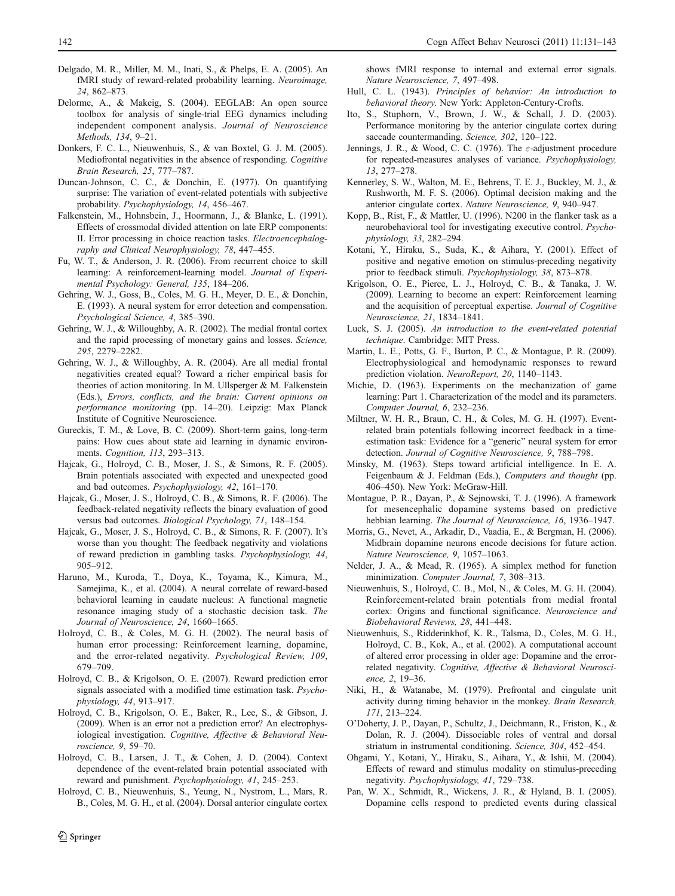Delgado, M. R., Miller, M. M., Inati, S., & Phelps, E. A. (2005). An fMRI study of reward-related probability learning. *Neuroimage, 24*, 862–873.

Delorme, A., & Makeig, S. (2004). EEGLAB: An open source toolbox for analysis of single-trial EEG dynamics including independent component analysis. *Journal of Neuroscience Methods, 134*, 9–21.

Donkers, F. C. L., Nieuwenhuis, S., & van Boxtel, G. J. M. (2005). Mediofrontal negativities in the absence of responding. *Cognitive Brain Research, 25*, 777–787.

Duncan-Johnson, C. C., & Donchin, E. (1977). On quantifying surprise: The variation of event-related potentials with subjective probability. *Psychophysiology, 14*, 456–467.

Falkenstein, M., Hohnsbein, J., Hoormann, J., & Blanke, L. (1991). Effects of crossmodal divided attention on late ERP components: II. Error processing in choice reaction tasks. *Electroencephalography and Clinical Neurophysiology, 78*, 447–455.

Fu, W. T., & Anderson, J. R. (2006). From recurrent choice to skill learning: A reinforcement-learning model. *Journal of Experimental Psychology: General, 135*, 184–206.

Gehring, W. J., Goss, B., Coles, M. G. H., Meyer, D. E., & Donchin, E. (1993). A neural system for error detection and compensation. *Psychological Science, 4*, 385–390.

Gehring, W. J., & Willoughby, A. R. (2002). The medial frontal cortex and the rapid processing of monetary gains and losses. *Science, 295*, 2279–2282.

Gehring, W. J., & Willoughby, A. R. (2004). Are all medial frontal negativities created equal? Toward a richer empirical basis for theories of action monitoring. In M. Ullsperger & M. Falkenstein (Eds.), *Errors, conflicts, and the brain: Current opinions on performance monitoring* (pp. 14–20). Leipzig: Max Planck Institute of Cognitive Neuroscience.

Gureckis, T. M., & Love, B. C. (2009). Short-term gains, long-term pains: How cues about state aid learning in dynamic environments. *Cognition, 113*, 293–313.

Hajcak, G., Holroyd, C. B., Moser, J. S., & Simons, R. F. (2005). Brain potentials associated with expected and unexpected good and bad outcomes. *Psychophysiology, 42*, 161–170.

Hajcak, G., Moser, J. S., Holroyd, C. B., & Simons, R. F. (2006). The feedback-related negativity reflects the binary evaluation of good versus bad outcomes. *Biological Psychology, 71*, 148–154.

Hajcak, G., Moser, J. S., Holroyd, C. B., & Simons, R. F. (2007). It's worse than you thought: The feedback negativity and violations of reward prediction in gambling tasks. *Psychophysiology, 44*, 905–912.

Haruno, M., Kuroda, T., Doya, K., Toyama, K., Kimura, M., Samejima, K., et al. (2004). A neural correlate of reward-based behavioral learning in caudate nucleus: A functional magnetic resonance imaging study of a stochastic decision task. *The Journal of Neuroscience, 24*, 1660–1665.

Holroyd, C. B., & Coles, M. G. H. (2002). The neural basis of human error processing: Reinforcement learning, dopamine, and the error-related negativity. *Psychological Review, 109*, 679–709.

Holroyd, C. B., & Krigolson, O. E. (2007). Reward prediction error signals associated with a modified time estimation task. *Psychophysiology, 44*, 913–917.

Holroyd, C. B., Krigolson, O. E., Baker, R., Lee, S., & Gibson, J. (2009). When is an error not a prediction error? An electrophysiological investigation. *Cognitive, Affective & Behavioral Neuroscience, 9*, 59–70.

Holroyd, C. B., Larsen, J. T., & Cohen, J. D. (2004). Context dependence of the event-related brain potential associated with reward and punishment. *Psychophysiology, 41*, 245–253.

Holroyd, C. B., Nieuwenhuis, S., Yeung, N., Nystrom, L., Mars, R. B., Coles, M. G. H., et al. (2004). Dorsal anterior cingulate cortex shows fMRI response to internal and external error signals. *Nature Neuroscience, 7*, 497–498.

Hull, C. L. (1943). *Principles of behavior: An introduction to behavioral theory*. New York: Appleton-Century-Crofts.

Ito, S., Stuphorn, V., Brown, J. W., & Schall, J. D. (2003). Performance monitoring by the anterior cingulate cortex during saccade countermanding. *Science, 302*, 120–122.

Jennings, J. R., & Wood, C. C. (1976). The $\varepsilon$-adjustment procedure for repeated-measures analyses of variance. *Psychophysiology, 13*, 277–278.

Kennerley, S. W., Walton, M. E., Behrens, T. E. J., Buckley, M. J., & Rushworth, M. F. S. (2006). Optimal decision making and the anterior cingulate cortex. *Nature Neuroscience, 9*, 940–947.

Kopp, B., Rist, F., & Mattler, U. (1996). N200 in the flanker task as a neurobehavioral tool for investigating executive control. *Psychophysiology, 33*, 282–294.

Kotani, Y., Hiraku, S., Suda, K., & Aihara, Y. (2001). Effect of positive and negative emotion on stimulus-preceding negativity prior to feedback stimuli. *Psychophysiology, 38*, 873–878.

Krigolson, O. E., Pierce, L. J., Holroyd, C. B., & Tanaka, J. W. (2009). Learning to become an expert: Reinforcement learning and the acquisition of perceptual expertise. *Journal of Cognitive Neuroscience, 21*, 1834–1841.

Luck, S. J. (2005). *An introduction to the event-related potential technique*. Cambridge: MIT Press.

Martin, L. E., Potts, G. F., Burton, P. C., & Montague, P. R. (2009). Electrophysiological and hemodynamic responses to reward prediction violation. *NeuroReport, 20*, 1140–1143.

Michie, D. (1963). Experiments on the mechanization of game learning: Part 1. Characterization of the model and its parameters. *Computer Journal, 6*, 232–236.

Miltner, W. H. R., Braun, C. H., & Coles, M. G. H. (1997). Event-related brain potentials following incorrect feedback in a time-estimation task: Evidence for a "generic" neural system for error detection. *Journal of Cognitive Neuroscience, 9*, 788–798.

Minsky, M. (1963). Steps toward artificial intelligence. In E. A. Feigenbaum & J. Feldman (Eds.), *Computers and thought* (pp. 406–450). New York: McGraw-Hill.

Montague, P. R., Dayan, P., & Sejnowski, T. J. (1996). A framework for mesencephalic dopamine systems based on predictive hebbian learning. *The Journal of Neuroscience, 16*, 1936–1947.

Morris, G., Nevet, A., Arkadir, D., Vaadia, E., & Bergman, H. (2006). Midbrain dopamine neurons encode decisions for future action. *Nature Neuroscience, 9*, 1057–1063.

Nelder, J. A., & Mead, R. (1965). A simplex method for function minimization. *Computer Journal, 7*, 308–313.

Nieuwenhuis, S., Holroyd, C. B., Mol, N., & Coles, M. G. H. (2004). Reinforcement-related brain potentials from medial frontal cortex: Origins and functional significance. *Neuroscience and Biobehavioral Reviews, 28*, 441–448.

Nieuwenhuis, S., Ridderinkhof, K. R., Talsma, D., Coles, M. G. H., Holroyd, C. B., Kok, A., et al. (2002). A computational account of altered error processing in older age: Dopamine and the error-related negativity. *Cognitive, Affective & Behavioral Neuroscience, 2*, 19–36.

Niki, H., & Watanabe, M. (1979). Prefrontal and cingulate unit activity during timing behavior in the monkey. *Brain Research, 171*, 213–224.

O'Doherty, J. P., Dayan, P., Schultz, J., Deichmann, R., Friston, K., & Dolan, R. J. (2004). Dissociable roles of ventral and dorsal striatum in instrumental conditioning. *Science, 304*, 452–454.

Ohgami, Y., Kotani, Y., Hiraku, S., Aihara, Y., & Ishii, M. (2004). Effects of reward and stimulus modality on stimulus-preceding negativity. *Psychophysiology, 41*, 729–738.

Pan, W. X., Schmidt, R., Wickens, J. R., & Hyland, B. I. (2005). Dopamine cells respond to predicted events during classical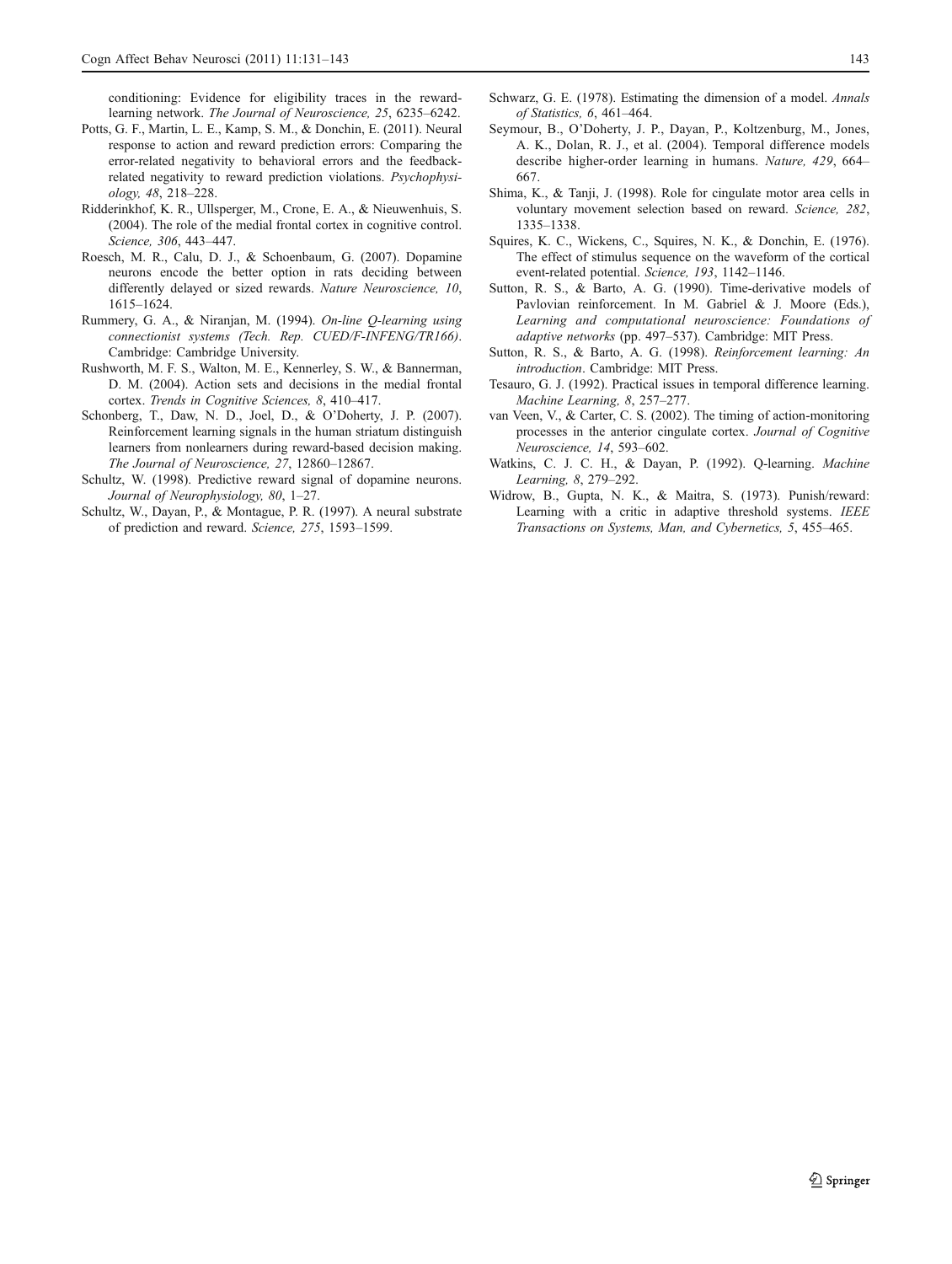conditioning: Evidence for eligibility traces in the reward-learning network. *The Journal of Neuroscience, 25*, 6235–6242.

Potts, G. F., Martin, L. E., Kamp, S. M., & Donchin, E. (2011). Neural response to action and reward prediction errors: Comparing the error-related negativity to behavioral errors and the feedback-related negativity to reward prediction violations. *Psychophysiology, 48*, 218–228.

Ridderinkhof, K. R., Ullsperger, M., Crone, E. A., & Nieuwenhuis, S. (2004). The role of the medial frontal cortex in cognitive control. *Science, 306*, 443–447.

Roesch, M. R., Calu, D. J., & Schoenbaum, G. (2007). Dopamine neurons encode the better option in rats deciding between differently delayed or sized rewards. *Nature Neuroscience, 10*, 1615–1624.

Rummery, G. A., & Niranjan, M. (1994). *On-line Q-learning using connectionist systems (Tech. Rep. CUED/F-INFENG/TR166)*. Cambridge: Cambridge University.

Rushworth, M. F. S., Walton, M. E., Kennerley, S. W., & Bannerman, D. M. (2004). Action sets and decisions in the medial frontal cortex. *Trends in Cognitive Sciences, 8*, 410–417.

Schonberg, T., Daw, N. D., Joel, D., & O'Doherty, J. P. (2007). Reinforcement learning signals in the human striatum distinguish learners from nonlearners during reward-based decision making. *The Journal of Neuroscience, 27*, 12860–12867.

Schultz, W. (1998). Predictive reward signal of dopamine neurons. *Journal of Neurophysiology, 80*, 1–27.

Schultz, W., Dayan, P., & Montague, P. R. (1997). A neural substrate of prediction and reward. *Science, 275*, 1593–1599.

Schwarz, G. E. (1978). Estimating the dimension of a model. *Annals of Statistics, 6*, 461–464.

Seymour, B., O'Doherty, J. P., Dayan, P., Koltzenburg, M., Jones, A. K., Dolan, R. J., et al. (2004). Temporal difference models describe higher-order learning in humans. *Nature, 429*, 664–667.

Shima, K., & Tanji, J. (1998). Role for cingulate motor area cells in voluntary movement selection based on reward. *Science, 282*, 1335–1338.

Squires, K. C., Wickens, C., Squires, N. K., & Donchin, E. (1976). The effect of stimulus sequence on the waveform of the cortical event-related potential. *Science, 193*, 1142–1146.

Sutton, R. S., & Barto, A. G. (1990). Time-derivative models of Pavlovian reinforcement. In M. Gabriel & J. Moore (Eds.), *Learning and computational neuroscience: Foundations of adaptive networks* (pp. 497–537). Cambridge: MIT Press.

Sutton, R. S., & Barto, A. G. (1998). *Reinforcement learning: An introduction*. Cambridge: MIT Press.

Tesauro, G. J. (1992). Practical issues in temporal difference learning. *Machine Learning, 8*, 257–277.

van Veen, V., & Carter, C. S. (2002). The timing of action-monitoring processes in the anterior cingulate cortex. *Journal of Cognitive Neuroscience, 14*, 593–602.

Watkins, C. J. C. H., & Dayan, P. (1992). Q-learning. *Machine Learning, 8*, 279–292.

Widrow, B., Gupta, N. K., & Maitra, S. (1973). Punish/reward: Learning with a critic in adaptive threshold systems. *IEEE Transactions on Systems, Man, and Cybernetics, 5*, 455–465.